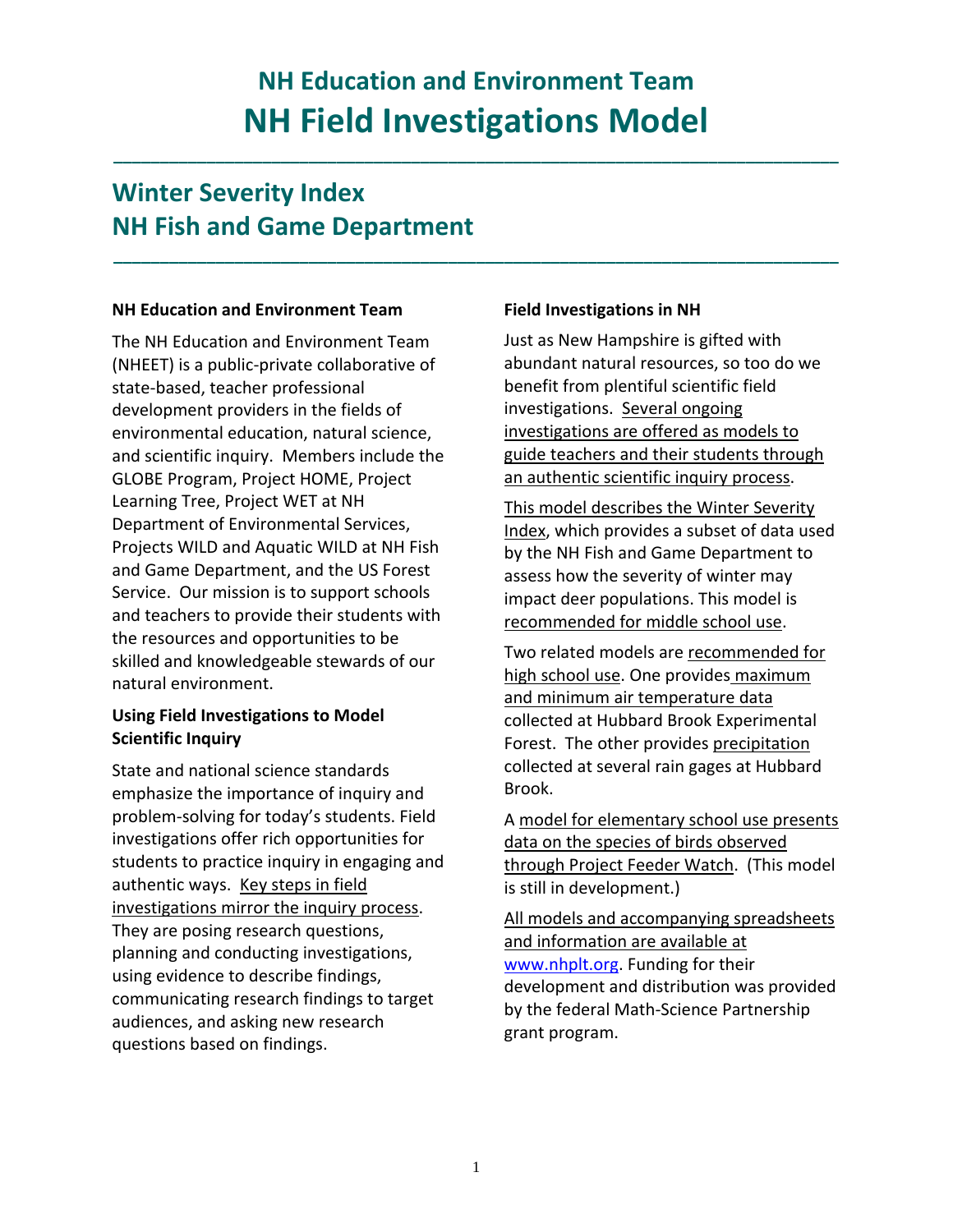# NH Education and Environment Team
# NH Field Investigations Model

---

## Winter Severity Index
## NH Fish and Game Department

---

**NH Education and Environment Team**

The NH Education and Environment Team (NHEET) is a public-private collaborative of state-based, teacher professional development providers in the fields of environmental education, natural science, and scientific inquiry. Members include the GLOBE Program, Project HOME, Project Learning Tree, Project WET at NH Department of Environmental Services, Projects WILD and Aquatic WILD at NH Fish and Game Department, and the US Forest Service. Our mission is to support schools and teachers to provide their students with the resources and opportunities to be skilled and knowledgeable stewards of our natural environment.

**Using Field Investigations to Model Scientific Inquiry**

State and national science standards emphasize the importance of inquiry and problem-solving for today's students. Field investigations offer rich opportunities for students to practice inquiry in engaging and authentic ways. Key steps in field investigations mirror the inquiry process. They are posing research questions, planning and conducting investigations, using evidence to describe findings, communicating research findings to target audiences, and asking new research questions based on findings.

**Field Investigations in NH**

Just as New Hampshire is gifted with abundant natural resources, so too do we benefit from plentiful scientific field investigations. Several ongoing investigations are offered as models to guide teachers and their students through an authentic scientific inquiry process.

This model describes the Winter Severity Index, which provides a subset of data used by the NH Fish and Game Department to assess how the severity of winter may impact deer populations. This model is recommended for middle school use.

Two related models are recommended for high school use. One provides maximum and minimum air temperature data collected at Hubbard Brook Experimental Forest. The other provides precipitation collected at several rain gages at Hubbard Brook.

A model for elementary school use presents data on the species of birds observed through Project Feeder Watch. (This model is still in development.)

All models and accompanying spreadsheets and information are available at www.nhplt.org. Funding for their development and distribution was provided by the federal Math-Science Partnership grant program.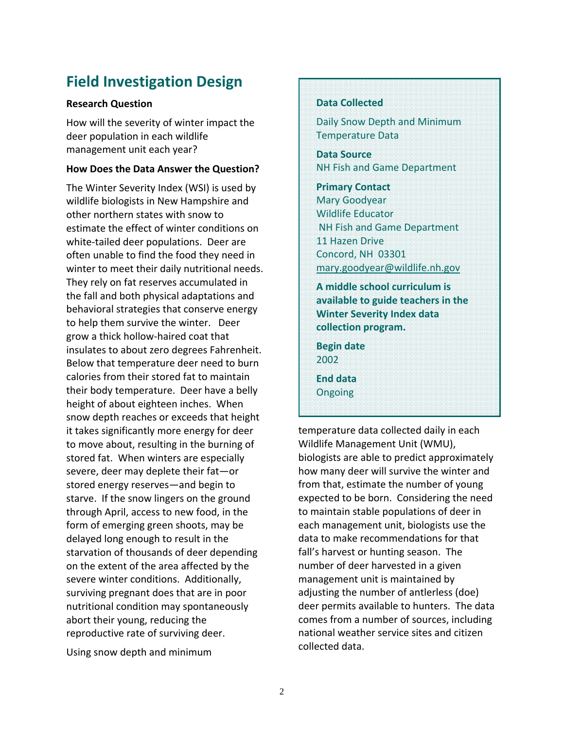# Field Investigation Design

**Research Question**

How will the severity of winter impact the deer population in each wildlife management unit each year?

**How Does the Data Answer the Question?**

The Winter Severity Index (WSI) is used by wildlife biologists in New Hampshire and other northern states with snow to estimate the effect of winter conditions on white-tailed deer populations. Deer are often unable to find the food they need in winter to meet their daily nutritional needs. They rely on fat reserves accumulated in the fall and both physical adaptations and behavioral strategies that conserve energy to help them survive the winter. Deer grow a thick hollow-haired coat that insulates to about zero degrees Fahrenheit. Below that temperature deer need to burn calories from their stored fat to maintain their body temperature. Deer have a belly height of about eighteen inches. When snow depth reaches or exceeds that height it takes significantly more energy for deer to move about, resulting in the burning of stored fat. When winters are especially severe, deer may deplete their fat—or stored energy reserves—and begin to starve. If the snow lingers on the ground through April, access to new food, in the form of emerging green shoots, may be delayed long enough to result in the starvation of thousands of deer depending on the extent of the area affected by the severe winter conditions. Additionally, surviving pregnant does that are in poor nutritional condition may spontaneously abort their young, reducing the reproductive rate of surviving deer.

Using snow depth and minimum temperature data collected daily in each Wildlife Management Unit (WMU), biologists are able to predict approximately how many deer will survive the winter and from that, estimate the number of young expected to be born. Considering the need to maintain stable populations of deer in each management unit, biologists use the data to make recommendations for that fall's harvest or hunting season. The number of deer harvested in a given management unit is maintained by adjusting the number of antlerless (doe) deer permits available to hunters. The data comes from a number of sources, including national weather service sites and citizen collected data.

**Data Collected**

Daily Snow Depth and Minimum Temperature Data

**Data Source**

NH Fish and Game Department

**Primary Contact**

Mary Goodyear
Wildlife Educator
NH Fish and Game Department
11 Hazen Drive
Concord, NH 03301
mary.goodyear@wildlife.nh.gov

**A middle school curriculum is available to guide teachers in the Winter Severity Index data collection program.**

**Begin date**

2002

**End data**

Ongoing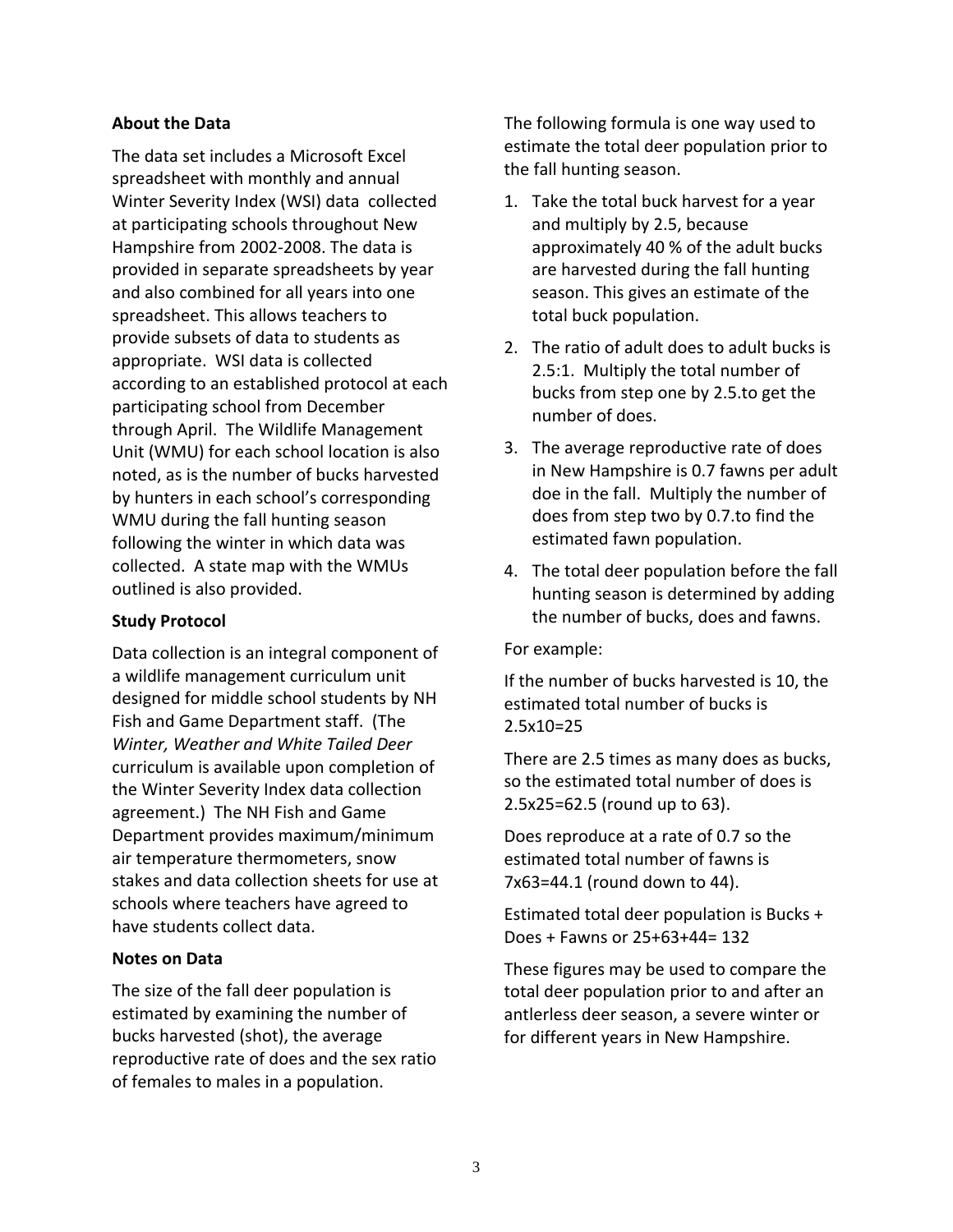**About the Data**

The data set includes a Microsoft Excel spreadsheet with monthly and annual Winter Severity Index (WSI) data collected at participating schools throughout New Hampshire from 2002-2008. The data is provided in separate spreadsheets by year and also combined for all years into one spreadsheet. This allows teachers to provide subsets of data to students as appropriate. WSI data is collected according to an established protocol at each participating school from December through April. The Wildlife Management Unit (WMU) for each school location is also noted, as is the number of bucks harvested by hunters in each school's corresponding WMU during the fall hunting season following the winter in which data was collected. A state map with the WMUs outlined is also provided.

**Study Protocol**

Data collection is an integral component of a wildlife management curriculum unit designed for middle school students by NH Fish and Game Department staff. (The *Winter, Weather and White Tailed Deer* curriculum is available upon completion of the Winter Severity Index data collection agreement.) The NH Fish and Game Department provides maximum/minimum air temperature thermometers, snow stakes and data collection sheets for use at schools where teachers have agreed to have students collect data.

**Notes on Data**

The size of the fall deer population is estimated by examining the number of bucks harvested (shot), the average reproductive rate of does and the sex ratio of females to males in a population.

The following formula is one way used to estimate the total deer population prior to the fall hunting season.

1. Take the total buck harvest for a year and multiply by 2.5, because approximately 40 % of the adult bucks are harvested during the fall hunting season. This gives an estimate of the total buck population.
2. The ratio of adult does to adult bucks is 2.5:1. Multiply the total number of bucks from step one by 2.5.to get the number of does.
3. The average reproductive rate of does in New Hampshire is 0.7 fawns per adult doe in the fall. Multiply the number of does from step two by 0.7.to find the estimated fawn population.
4. The total deer population before the fall hunting season is determined by adding the number of bucks, does and fawns.

For example:

If the number of bucks harvested is 10, the estimated total number of bucks is 2.5x10=25

There are 2.5 times as many does as bucks, so the estimated total number of does is 2.5x25=62.5 (round up to 63).

Does reproduce at a rate of 0.7 so the estimated total number of fawns is 7x63=44.1 (round down to 44).

Estimated total deer population is Bucks + Does + Fawns or 25+63+44= 132

These figures may be used to compare the total deer population prior to and after an antlerless deer season, a severe winter or for different years in New Hampshire.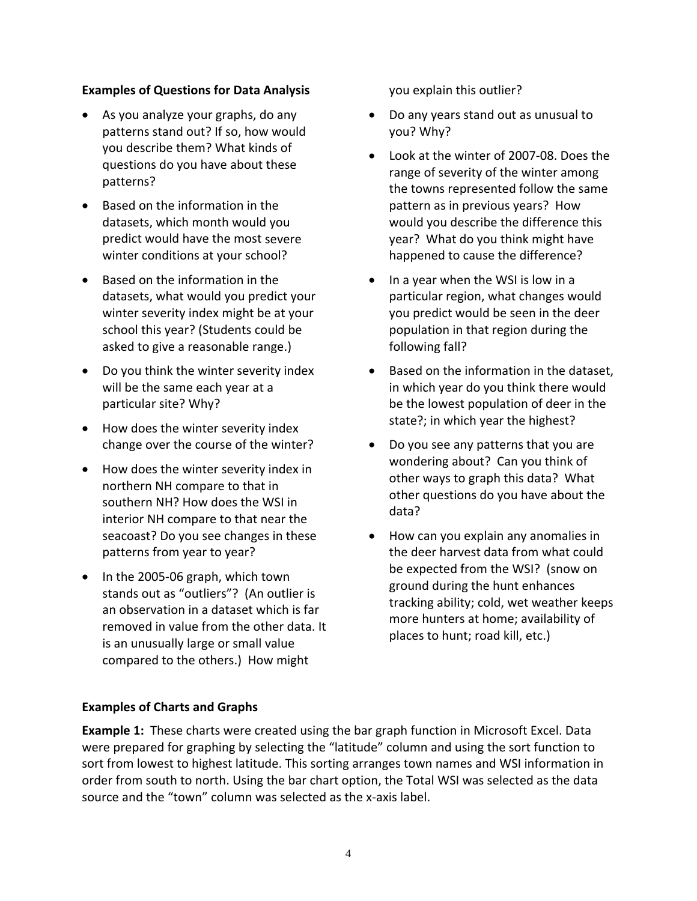**Examples of Questions for Data Analysis**

- As you analyze your graphs, do any patterns stand out? If so, how would you describe them? What kinds of questions do you have about these patterns?
- Based on the information in the datasets, which month would you predict would have the most severe winter conditions at your school?
- Based on the information in the datasets, what would you predict your winter severity index might be at your school this year? (Students could be asked to give a reasonable range.)
- Do you think the winter severity index will be the same each year at a particular site? Why?
- How does the winter severity index change over the course of the winter?
- How does the winter severity index in northern NH compare to that in southern NH? How does the WSI in interior NH compare to that near the seacoast? Do you see changes in these patterns from year to year?
- In the 2005-06 graph, which town stands out as "outliers"? (An outlier is an observation in a dataset which is far removed in value from the other data. It is an unusually large or small value compared to the others.) How might you explain this outlier?
- Do any years stand out as unusual to you? Why?
- Look at the winter of 2007-08. Does the range of severity of the winter among the towns represented follow the same pattern as in previous years? How would you describe the difference this year? What do you think might have happened to cause the difference?
- In a year when the WSI is low in a particular region, what changes would you predict would be seen in the deer population in that region during the following fall?
- Based on the information in the dataset, in which year do you think there would be the lowest population of deer in the state?; in which year the highest?
- Do you see any patterns that you are wondering about? Can you think of other ways to graph this data? What other questions do you have about the data?
- How can you explain any anomalies in the deer harvest data from what could be expected from the WSI? (snow on ground during the hunt enhances tracking ability; cold, wet weather keeps more hunters at home; availability of places to hunt; road kill, etc.)

**Examples of Charts and Graphs**

**Example 1:** These charts were created using the bar graph function in Microsoft Excel. Data were prepared for graphing by selecting the "latitude" column and using the sort function to sort from lowest to highest latitude. This sorting arranges town names and WSI information in order from south to north. Using the bar chart option, the Total WSI was selected as the data source and the "town" column was selected as the x-axis label.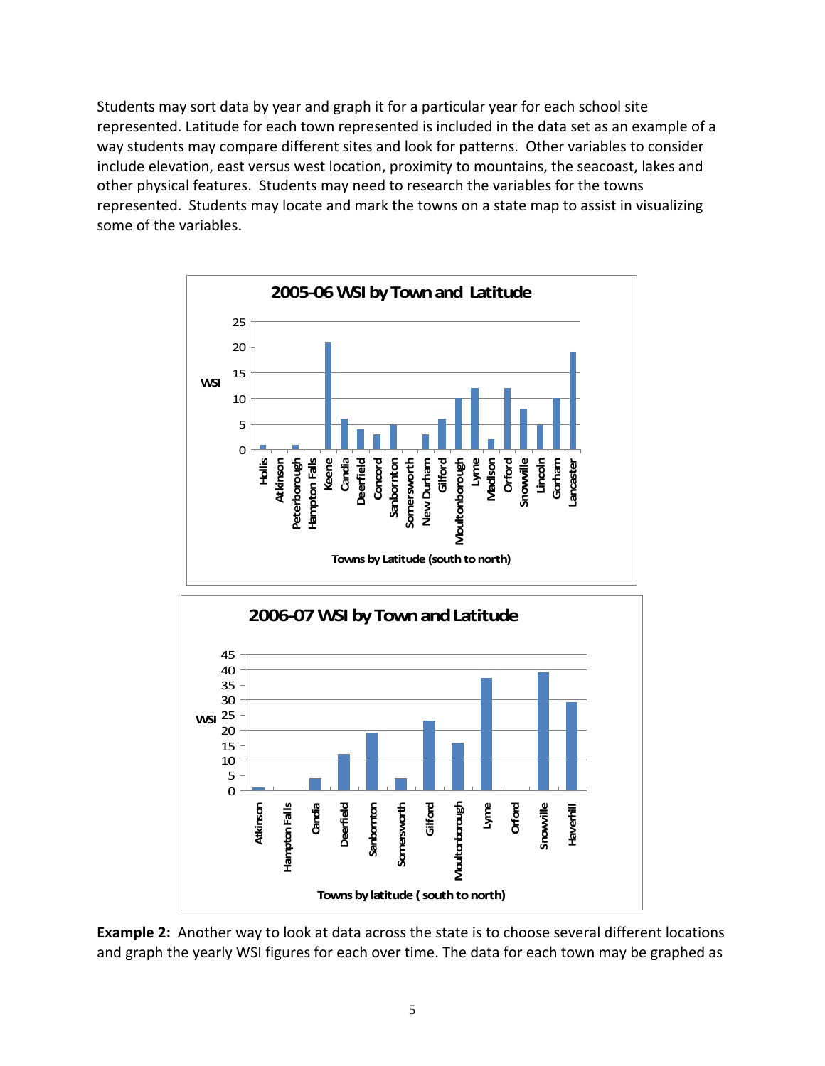Students may sort data by year and graph it for a particular year for each school site represented. Latitude for each town represented is included in the data set as an example of a way students may compare different sites and look for patterns. Other variables to consider include elevation, east versus west location, proximity to mountains, the seacoast, lakes and other physical features. Students may need to research the variables for the towns represented. Students may locate and mark the towns on a state map to assist in visualizing some of the variables.

**2005-06 WSI by Town and Latitude**

| Town | WSI |
|---|---|
| Hollis | 1 |
| Atkinson | 0 |
| Peterborough | 1 |
| Hampton Falls | 0 |
| Keene | 21 |
| Candia | 6 |
| Deerfield | 4 |
| Concord | 3 |
| Sanbornton | 5 |
| Somersworth | 0 |
| New Durham | 3 |
| Gilford | 6 |
| Moultonborough | 10 |
| Lyme | 12 |
| Madison | 2 |
| Orford | 12 |
| Snowville | 8 |
| Lincoln | 5 |
| Gorham | 10 |
| Lancaster | 19 |

Towns by Latitude (south to north)

**2006-07 WSI by Town and Latitude**

| Town | WSI |
|---|---|
| Atkinson | 1 |
| Hampton Falls | 0 |
| Candia | 4 |
| Deerfield | 12 |
| Sanbornton | 19 |
| Somersworth | 4 |
| Gilford | 23 |
| Moultonborough | 16 |
| Lyme | 37 |
| Orford | 0 |
| Snowville | 39 |
| Haverhill | 29 |

Towns by latitude ( south to north)

**Example 2:** Another way to look at data across the state is to choose several different locations and graph the yearly WSI figures for each over time. The data for each town may be graphed as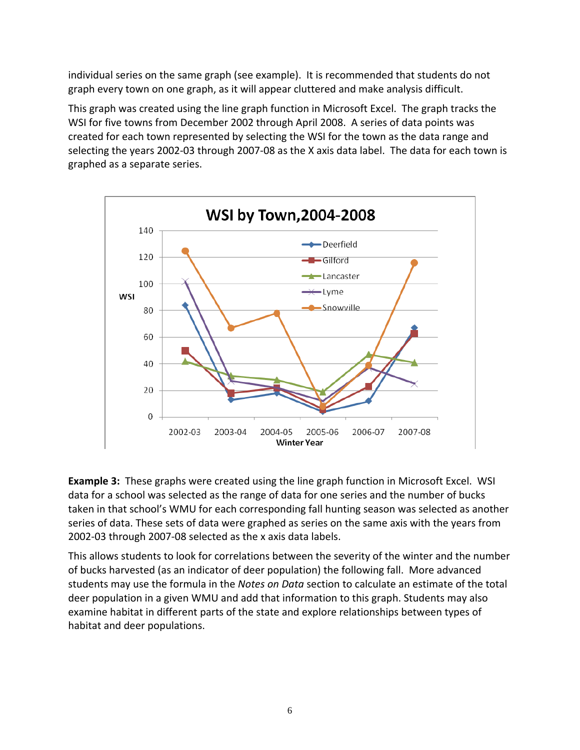individual series on the same graph (see example). It is recommended that students do not graph every town on one graph, as it will appear cluttered and make analysis difficult.

This graph was created using the line graph function in Microsoft Excel. The graph tracks the WSI for five towns from December 2002 through April 2008. A series of data points was created for each town represented by selecting the WSI for the town as the data range and selecting the years 2002-03 through 2007-08 as the X axis data label. The data for each town is graphed as a separate series.

**Example 3:** These graphs were created using the line graph function in Microsoft Excel. WSI data for a school was selected as the range of data for one series and the number of bucks taken in that school's WMU for each corresponding fall hunting season was selected as another series of data. These sets of data were graphed as series on the same axis with the years from 2002-03 through 2007-08 selected as the x axis data labels.

This allows students to look for correlations between the severity of the winter and the number of bucks harvested (as an indicator of deer population) the following fall. More advanced students may use the formula in the *Notes on Data* section to calculate an estimate of the total deer population in a given WMU and add that information to this graph. Students may also examine habitat in different parts of the state and explore relationships between types of habitat and deer populations.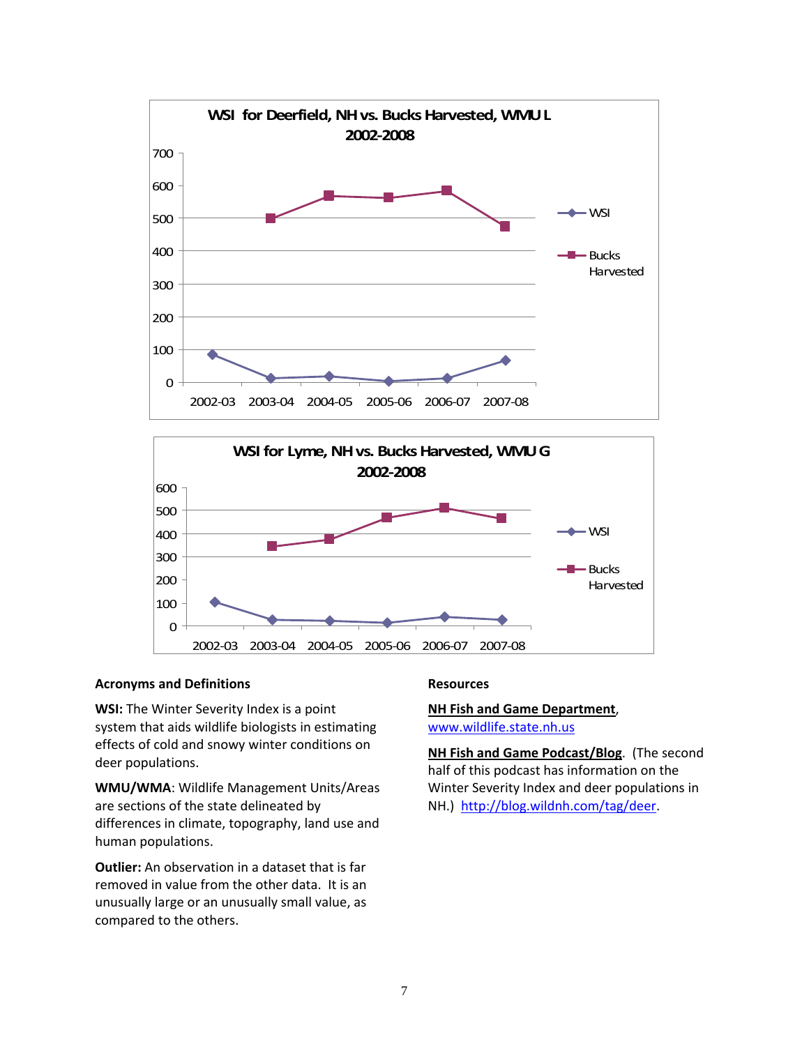**WSI for Deerfield, NH vs. Bucks Harvested, WMU L 2002-2008**

**WSI for Lyme, NH vs. Bucks Harvested, WMU G 2002-2008**

**Acronyms and Definitions**

**WSI:** The Winter Severity Index is a point system that aids wildlife biologists in estimating effects of cold and snowy winter conditions on deer populations.

**WMU/WMA**: Wildlife Management Units/Areas are sections of the state delineated by differences in climate, topography, land use and human populations.

**Outlier:** An observation in a dataset that is far removed in value from the other data. It is an unusually large or an unusually small value, as compared to the others.

**Resources**

**NH Fish and Game Department**, www.wildlife.state.nh.us

**NH Fish and Game Podcast/Blog**. (The second half of this podcast has information on the Winter Severity Index and deer populations in NH.) http://blog.wildnh.com/tag/deer.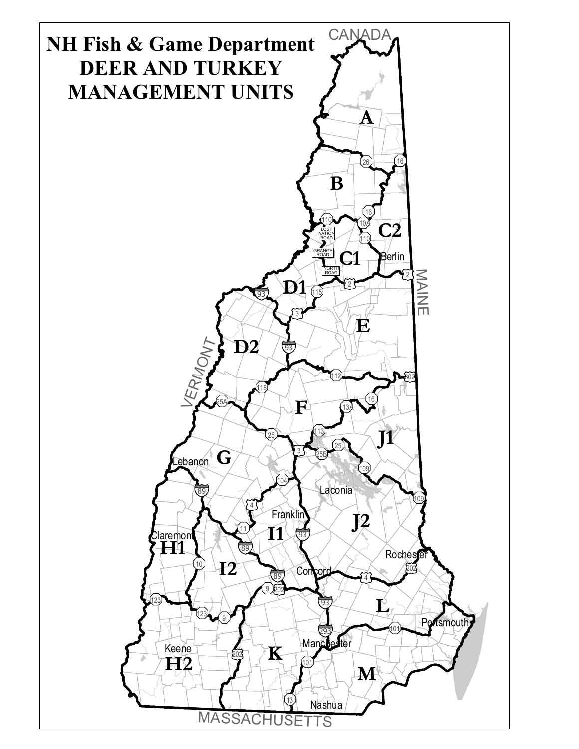# NH Fish & Game Department DEER AND TURKEY MANAGEMENT UNITS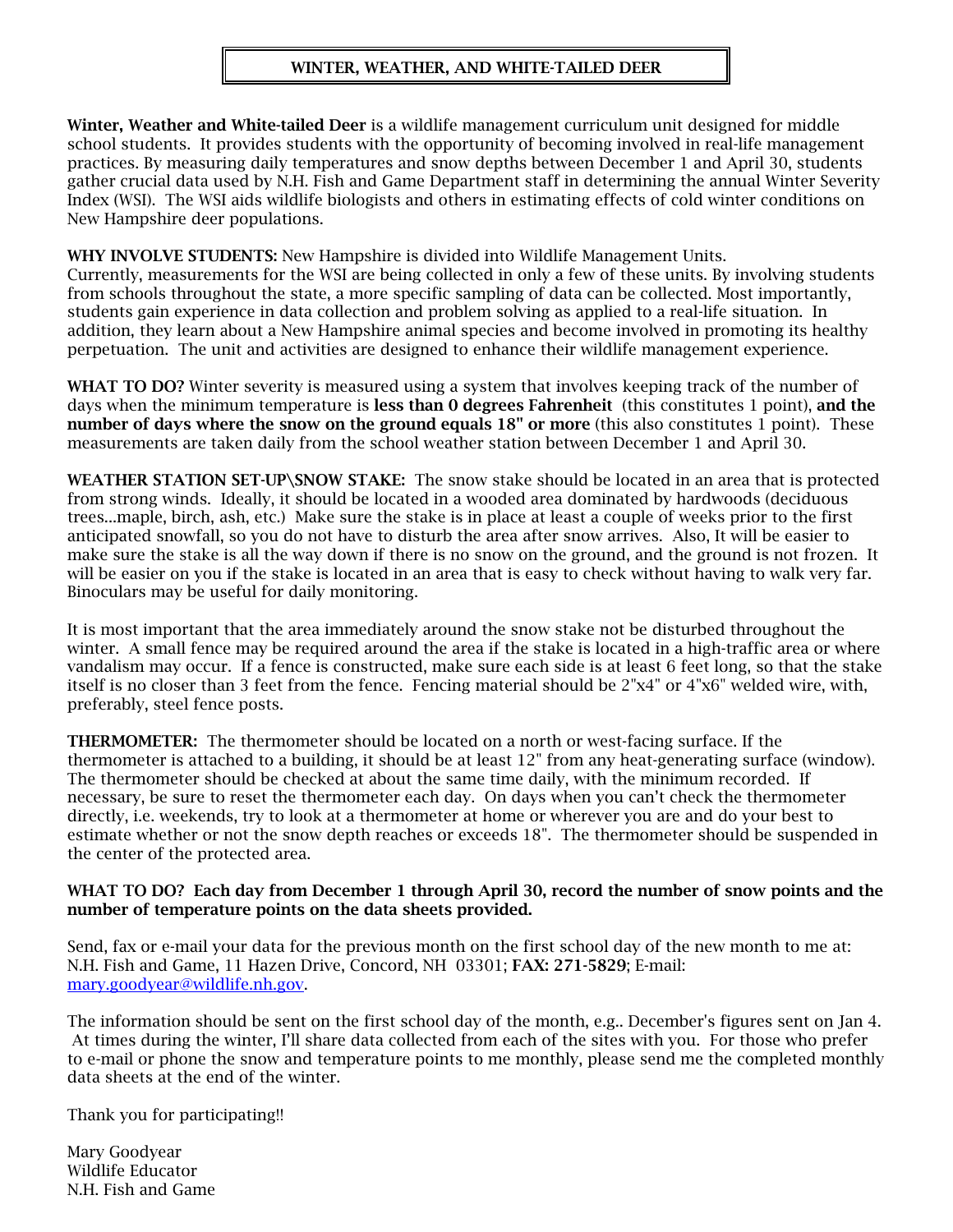# WINTER, WEATHER, AND WHITE-TAILED DEER

**Winter, Weather and White-tailed Deer** is a wildlife management curriculum unit designed for middle school students. It provides students with the opportunity of becoming involved in real-life management practices. By measuring daily temperatures and snow depths between December 1 and April 30, students gather crucial data used by N.H. Fish and Game Department staff in determining the annual Winter Severity Index (WSI). The WSI aids wildlife biologists and others in estimating effects of cold winter conditions on New Hampshire deer populations.

**WHY INVOLVE STUDENTS:** New Hampshire is divided into Wildlife Management Units.
Currently, measurements for the WSI are being collected in only a few of these units. By involving students from schools throughout the state, a more specific sampling of data can be collected. Most importantly, students gain experience in data collection and problem solving as applied to a real-life situation. In addition, they learn about a New Hampshire animal species and become involved in promoting its healthy perpetuation. The unit and activities are designed to enhance their wildlife management experience.

**WHAT TO DO?** Winter severity is measured using a system that involves keeping track of the number of days when the minimum temperature is **less than 0 degrees Fahrenheit** (this constitutes 1 point), **and the number of days where the snow on the ground equals 18" or more** (this also constitutes 1 point). These measurements are taken daily from the school weather station between December 1 and April 30.

**WEATHER STATION SET-UP\SNOW STAKE:** The snow stake should be located in an area that is protected from strong winds. Ideally, it should be located in a wooded area dominated by hardwoods (deciduous trees…maple, birch, ash, etc.) Make sure the stake is in place at least a couple of weeks prior to the first anticipated snowfall, so you do not have to disturb the area after snow arrives. Also, It will be easier to make sure the stake is all the way down if there is no snow on the ground, and the ground is not frozen. It will be easier on you if the stake is located in an area that is easy to check without having to walk very far. Binoculars may be useful for daily monitoring.

It is most important that the area immediately around the snow stake not be disturbed throughout the winter. A small fence may be required around the area if the stake is located in a high-traffic area or where vandalism may occur. If a fence is constructed, make sure each side is at least 6 feet long, so that the stake itself is no closer than 3 feet from the fence. Fencing material should be 2"x4" or 4"x6" welded wire, with, preferably, steel fence posts.

**THERMOMETER:** The thermometer should be located on a north or west-facing surface. If the thermometer is attached to a building, it should be at least 12" from any heat-generating surface (window). The thermometer should be checked at about the same time daily, with the minimum recorded. If necessary, be sure to reset the thermometer each day. On days when you can't check the thermometer directly, i.e. weekends, try to look at a thermometer at home or wherever you are and do your best to estimate whether or not the snow depth reaches or exceeds 18". The thermometer should be suspended in the center of the protected area.

**WHAT TO DO? Each day from December 1 through April 30, record the number of snow points and the number of temperature points on the data sheets provided.**

Send, fax or e-mail your data for the previous month on the first school day of the new month to me at: N.H. Fish and Game, 11 Hazen Drive, Concord, NH 03301; **FAX: 271-5829**; E-mail: mary.goodyear@wildlife.nh.gov.

The information should be sent on the first school day of the month, e.g.. December's figures sent on Jan 4. At times during the winter, I'll share data collected from each of the sites with you. For those who prefer to e-mail or phone the snow and temperature points to me monthly, please send me the completed monthly data sheets at the end of the winter.

Thank you for participating!!

Mary Goodyear
Wildlife Educator
N.H. Fish and Game